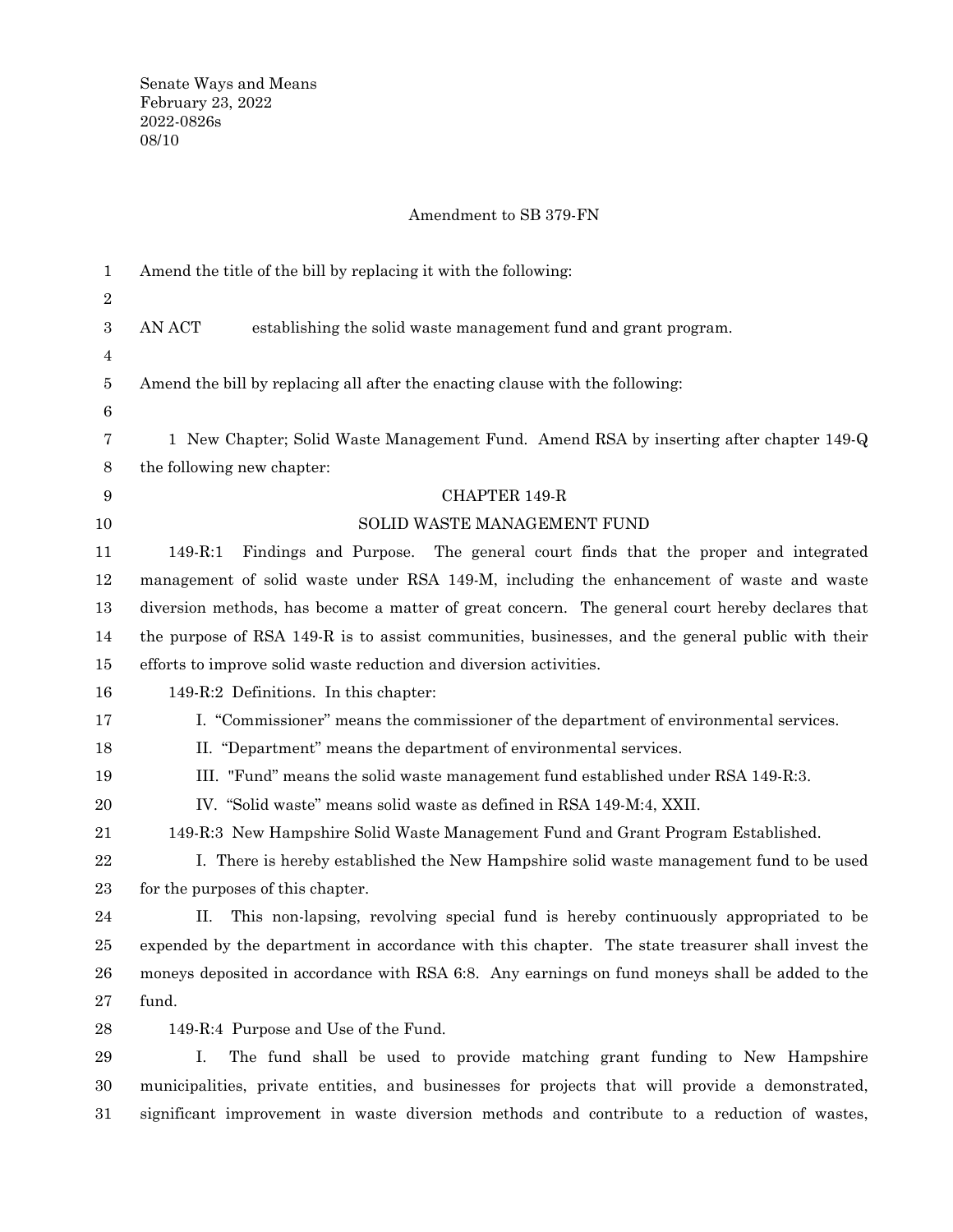Senate Ways and Means
February 23, 2022
2022-0826s
08/10

Amendment to SB 379-FN

Amend the title of the bill by replacing it with the following:

AN ACT establishing the solid waste management fund and grant program.

Amend the bill by replacing all after the enacting clause with the following:

1 New Chapter; Solid Waste Management Fund. Amend RSA by inserting after chapter 149-Q the following new chapter:

CHAPTER 149-R

SOLID WASTE MANAGEMENT FUND

149-R:1 Findings and Purpose. The general court finds that the proper and integrated management of solid waste under RSA 149-M, including the enhancement of waste and waste diversion methods, has become a matter of great concern. The general court hereby declares that the purpose of RSA 149-R is to assist communities, businesses, and the general public with their efforts to improve solid waste reduction and diversion activities.

149-R:2 Definitions. In this chapter:

I. "Commissioner" means the commissioner of the department of environmental services.

II. "Department" means the department of environmental services.

III. "Fund" means the solid waste management fund established under RSA 149-R:3.

IV. "Solid waste" means solid waste as defined in RSA 149-M:4, XXII.

149-R:3 New Hampshire Solid Waste Management Fund and Grant Program Established.

I. There is hereby established the New Hampshire solid waste management fund to be used for the purposes of this chapter.

II. This non-lapsing, revolving special fund is hereby continuously appropriated to be expended by the department in accordance with this chapter. The state treasurer shall invest the moneys deposited in accordance with RSA 6:8. Any earnings on fund moneys shall be added to the fund.

149-R:4 Purpose and Use of the Fund.

I. The fund shall be used to provide matching grant funding to New Hampshire municipalities, private entities, and businesses for projects that will provide a demonstrated, significant improvement in waste diversion methods and contribute to a reduction of wastes,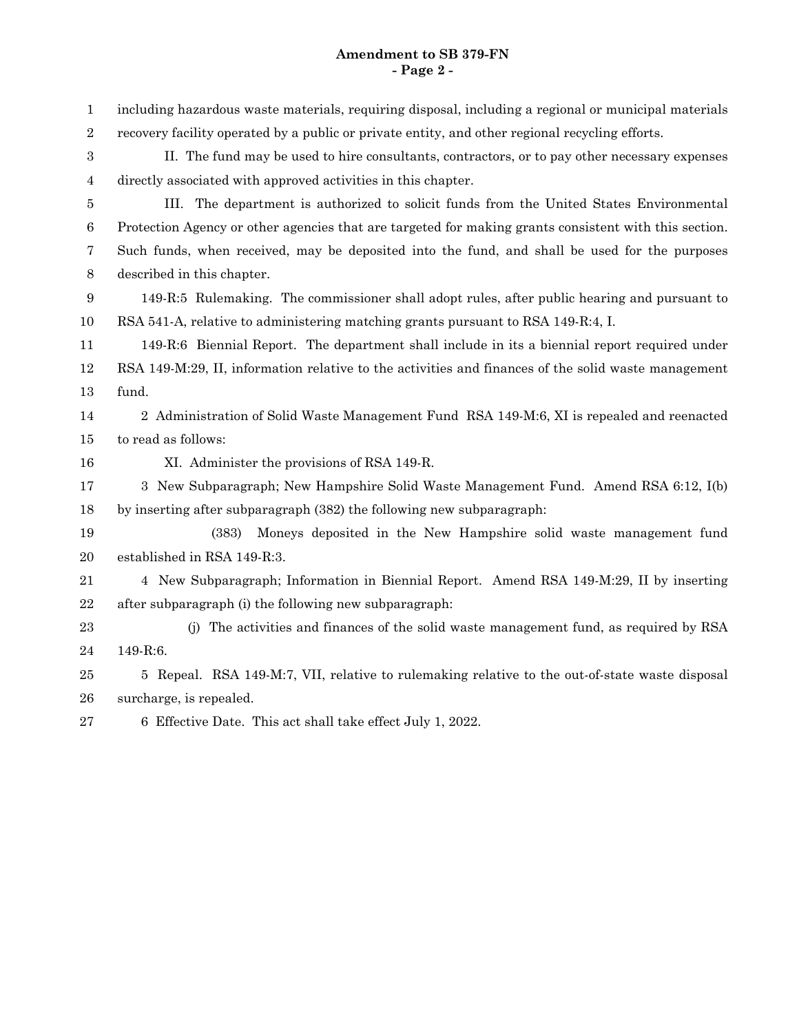including hazardous waste materials, requiring disposal, including a regional or municipal materials recovery facility operated by a public or private entity, and other regional recycling efforts.

II. The fund may be used to hire consultants, contractors, or to pay other necessary expenses directly associated with approved activities in this chapter.

III. The department is authorized to solicit funds from the United States Environmental Protection Agency or other agencies that are targeted for making grants consistent with this section. Such funds, when received, may be deposited into the fund, and shall be used for the purposes described in this chapter.

149-R:5 Rulemaking. The commissioner shall adopt rules, after public hearing and pursuant to RSA 541-A, relative to administering matching grants pursuant to RSA 149-R:4, I.

149-R:6 Biennial Report. The department shall include in its a biennial report required under RSA 149-M:29, II, information relative to the activities and finances of the solid waste management fund.

2 Administration of Solid Waste Management Fund RSA 149-M:6, XI is repealed and reenacted to read as follows:

XI. Administer the provisions of RSA 149-R.

3 New Subparagraph; New Hampshire Solid Waste Management Fund. Amend RSA 6:12, I(b) by inserting after subparagraph (382) the following new subparagraph:

(383) Moneys deposited in the New Hampshire solid waste management fund established in RSA 149-R:3.

4 New Subparagraph; Information in Biennial Report. Amend RSA 149-M:29, II by inserting after subparagraph (i) the following new subparagraph:

(j) The activities and finances of the solid waste management fund, as required by RSA 149-R:6.

5 Repeal. RSA 149-M:7, VII, relative to rulemaking relative to the out-of-state waste disposal surcharge, is repealed.

6 Effective Date. This act shall take effect July 1, 2022.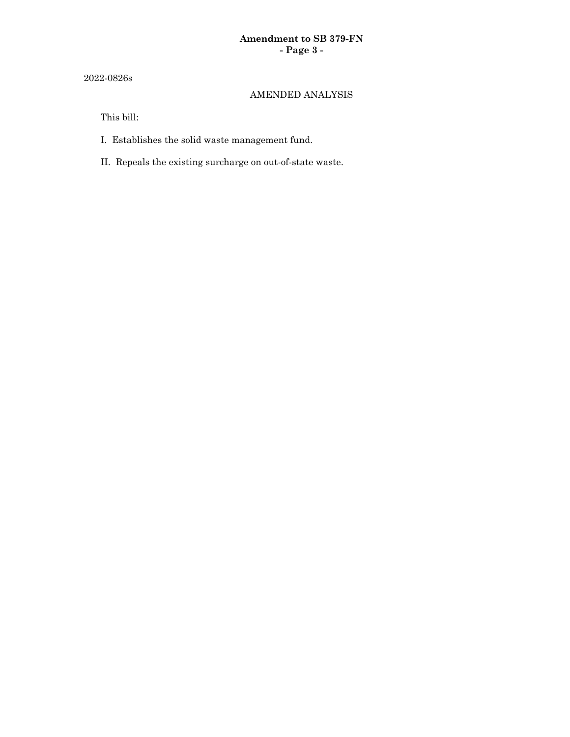2022-0826s

## AMENDED ANALYSIS

This bill:

I. Establishes the solid waste management fund.

II. Repeals the existing surcharge on out-of-state waste.